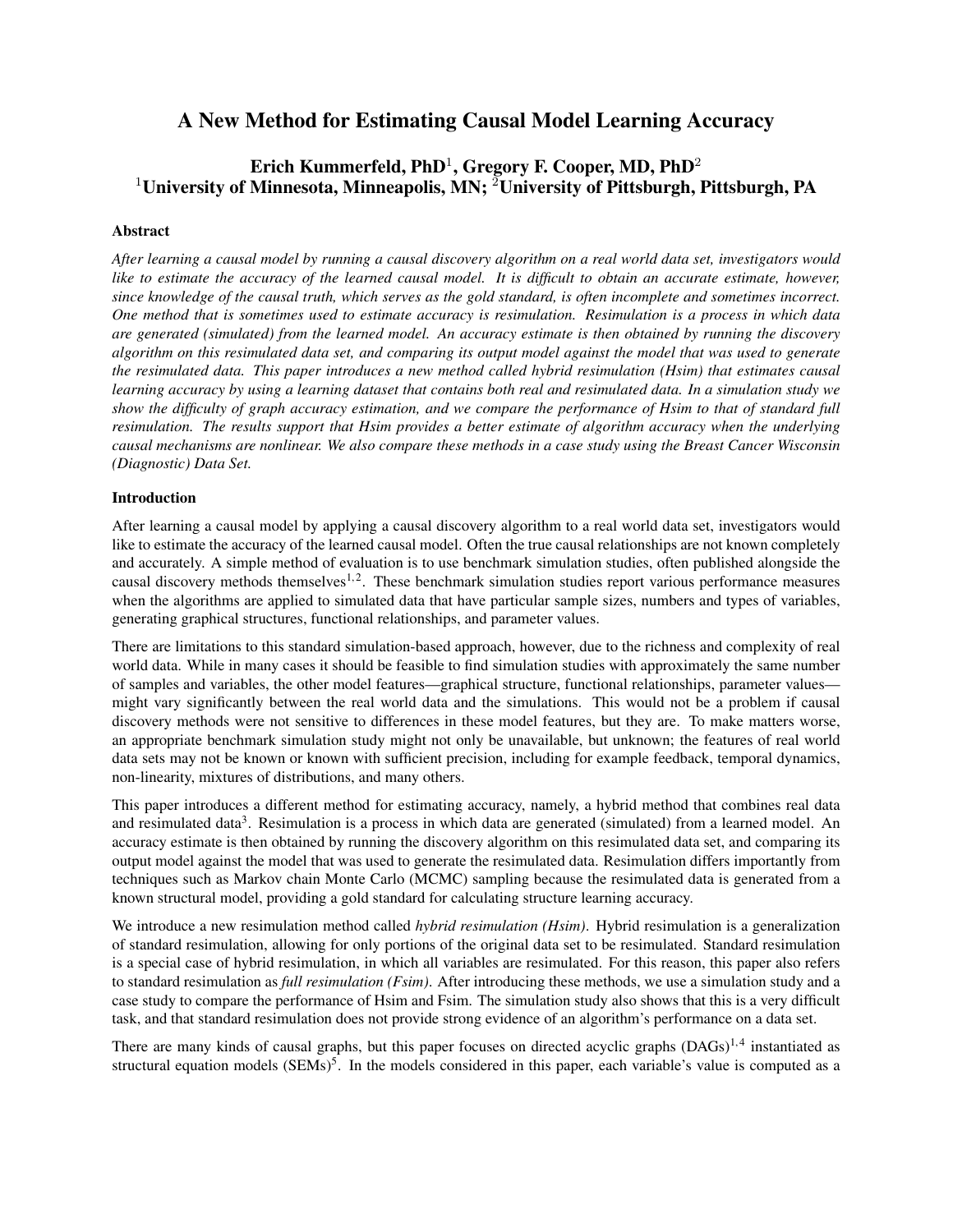# A New Method for Estimating Causal Model Learning Accuracy

**Erich Kummerfeld, PhD[1], Gregory F. Cooper, MD, PhD[2]**
**[1]University of Minnesota, Minneapolis, MN; [2]University of Pittsburgh, Pittsburgh, PA**

## Abstract

*After learning a causal model by running a causal discovery algorithm on a real world data set, investigators would like to estimate the accuracy of the learned causal model. It is difficult to obtain an accurate estimate, however, since knowledge of the causal truth, which serves as the gold standard, is often incomplete and sometimes incorrect. One method that is sometimes used to estimate accuracy is resimulation. Resimulation is a process in which data are generated (simulated) from the learned model. An accuracy estimate is then obtained by running the discovery algorithm on this resimulated data set, and comparing its output model against the model that was used to generate the resimulated data. This paper introduces a new method called hybrid resimulation (Hsim) that estimates causal learning accuracy by using a learning dataset that contains both real and resimulated data. In a simulation study we show the difficulty of graph accuracy estimation, and we compare the performance of Hsim to that of standard full resimulation. The results support that Hsim provides a better estimate of algorithm accuracy when the underlying causal mechanisms are nonlinear. We also compare these methods in a case study using the Breast Cancer Wisconsin (Diagnostic) Data Set.*

## Introduction

After learning a causal model by applying a causal discovery algorithm to a real world data set, investigators would like to estimate the accuracy of the learned causal model. Often the true causal relationships are not known completely and accurately. A simple method of evaluation is to use benchmark simulation studies, often published alongside the causal discovery methods themselves[1,2]. These benchmark simulation studies report various performance measures when the algorithms are applied to simulated data that have particular sample sizes, numbers and types of variables, generating graphical structures, functional relationships, and parameter values.

There are limitations to this standard simulation-based approach, however, due to the richness and complexity of real world data. While in many cases it should be feasible to find simulation studies with approximately the same number of samples and variables, the other model features—graphical structure, functional relationships, parameter values—might vary significantly between the real world data and the simulations. This would not be a problem if causal discovery methods were not sensitive to differences in these model features, but they are. To make matters worse, an appropriate benchmark simulation study might not only be unavailable, but unknown; the features of real world data sets may not be known or known with sufficient precision, including for example feedback, temporal dynamics, non-linearity, mixtures of distributions, and many others.

This paper introduces a different method for estimating accuracy, namely, a hybrid method that combines real data and resimulated data[3]. Resimulation is a process in which data are generated (simulated) from a learned model. An accuracy estimate is then obtained by running the discovery algorithm on this resimulated data set, and comparing its output model against the model that was used to generate the resimulated data. Resimulation differs importantly from techniques such as Markov chain Monte Carlo (MCMC) sampling because the resimulated data is generated from a known structural model, providing a gold standard for calculating structure learning accuracy.

We introduce a new resimulation method called *hybrid resimulation (Hsim)*. Hybrid resimulation is a generalization of standard resimulation, allowing for only portions of the original data set to be resimulated. Standard resimulation is a special case of hybrid resimulation, in which all variables are resimulated. For this reason, this paper also refers to standard resimulation as *full resimulation (Fsim)*. After introducing these methods, we use a simulation study and a case study to compare the performance of Hsim and Fsim. The simulation study also shows that this is a very difficult task, and that standard resimulation does not provide strong evidence of an algorithm's performance on a data set.

There are many kinds of causal graphs, but this paper focuses on directed acyclic graphs (DAGs)[1,4] instantiated as structural equation models (SEMs)[5]. In the models considered in this paper, each variable's value is computed as a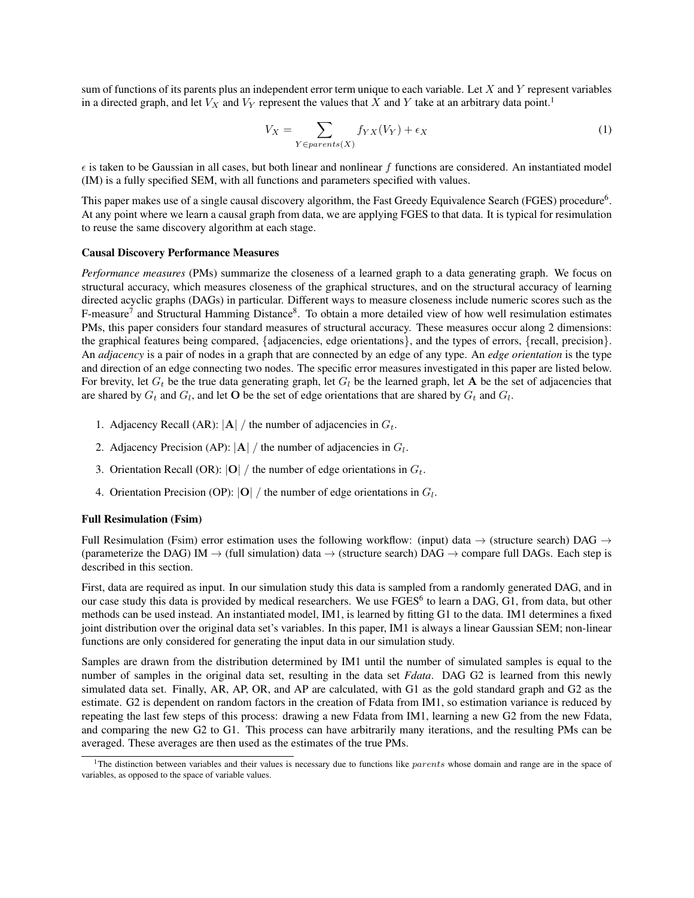sum of functions of its parents plus an independent error term unique to each variable. Let $X$ and $Y$ represent variables in a directed graph, and let $V_X$ and $V_Y$ represent the values that $X$ and $Y$ take at an arbitrary data point.[1]

$$V_X = \sum_{Y \in parents(X)} f_{YX}(V_Y) + \epsilon_X \tag{1}$$

$\epsilon$ is taken to be Gaussian in all cases, but both linear and nonlinear $f$ functions are considered. An instantiated model (IM) is a fully specified SEM, with all functions and parameters specified with values.

This paper makes use of a single causal discovery algorithm, the Fast Greedy Equivalence Search (FGES) procedure[6]. At any point where we learn a causal graph from data, we are applying FGES to that data. It is typical for resimulation to reuse the same discovery algorithm at each stage.

**Causal Discovery Performance Measures**

*Performance measures* (PMs) summarize the closeness of a learned graph to a data generating graph. We focus on structural accuracy, which measures closeness of the graphical structures, and on the structural accuracy of learning directed acyclic graphs (DAGs) in particular. Different ways to measure closeness include numeric scores such as the F-measure[7] and Structural Hamming Distance[8]. To obtain a more detailed view of how well resimulation estimates PMs, this paper considers four standard measures of structural accuracy. These measures occur along 2 dimensions: the graphical features being compared, {adjacencies, edge orientations}, and the types of errors, {recall, precision}. An *adjacency* is a pair of nodes in a graph that are connected by an edge of any type. An *edge orientation* is the type and direction of an edge connecting two nodes. The specific error measures investigated in this paper are listed below. For brevity, let $G_t$ be the true data generating graph, let $G_l$ be the learned graph, let $\mathbf{A}$ be the set of adjacencies that are shared by $G_t$ and $G_l$, and let $\mathbf{O}$ be the set of edge orientations that are shared by $G_t$ and $G_l$.

1. Adjacency Recall (AR): $|\mathbf{A}|$ / the number of adjacencies in $G_t$.
2. Adjacency Precision (AP): $|\mathbf{A}|$ / the number of adjacencies in $G_l$.
3. Orientation Recall (OR): $|\mathbf{O}|$ / the number of edge orientations in $G_t$.
4. Orientation Precision (OP): $|\mathbf{O}|$ / the number of edge orientations in $G_l$.

**Full Resimulation (Fsim)**

Full Resimulation (Fsim) error estimation uses the following workflow: (input) data $\rightarrow$ (structure search) DAG $\rightarrow$ (parameterize the DAG) IM $\rightarrow$ (full simulation) data $\rightarrow$ (structure search) DAG $\rightarrow$ compare full DAGs. Each step is described in this section.

First, data are required as input. In our simulation study this data is sampled from a randomly generated DAG, and in our case study this data is provided by medical researchers. We use FGES[6] to learn a DAG, G1, from data, but other methods can be used instead. An instantiated model, IM1, is learned by fitting G1 to the data. IM1 determines a fixed joint distribution over the original data set's variables. In this paper, IM1 is always a linear Gaussian SEM; non-linear functions are only considered for generating the input data in our simulation study.

Samples are drawn from the distribution determined by IM1 until the number of simulated samples is equal to the number of samples in the original data set, resulting in the data set *Fdata*. DAG G2 is learned from this newly simulated data set. Finally, AR, AP, OR, and AP are calculated, with G1 as the gold standard graph and G2 as the estimate. G2 is dependent on random factors in the creation of Fdata from IM1, so estimation variance is reduced by repeating the last few steps of this process: drawing a new Fdata from IM1, learning a new G2 from the new Fdata, and comparing the new G2 to G1. This process can have arbitrarily many iterations, and the resulting PMs can be averaged. These averages are then used as the estimates of the true PMs.

[1] The distinction between variables and their values is necessary due to functions like $parents$ whose domain and range are in the space of variables, as opposed to the space of variable values.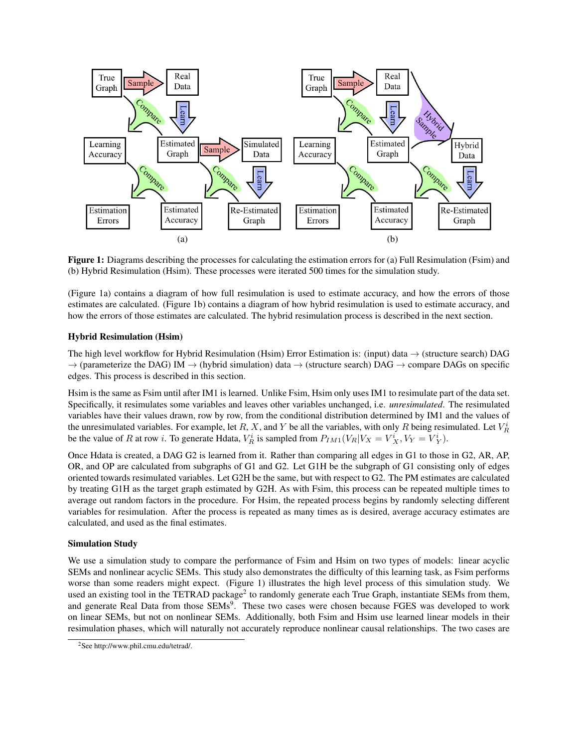**Figure 1:** Diagrams describing the processes for calculating the estimation errors for (a) Full Resimulation (Fsim) and (b) Hybrid Resimulation (Hsim). These processes were iterated 500 times for the simulation study.

(Figure 1a) contains a diagram of how full resimulation is used to estimate accuracy, and how the errors of those estimates are calculated. (Figure 1b) contains a diagram of how hybrid resimulation is used to estimate accuracy, and how the errors of those estimates are calculated. The hybrid resimulation process is described in the next section.

### Hybrid Resimulation (Hsim)

The high level workflow for Hybrid Resimulation (Hsim) Error Estimation is: (input) data → (structure search) DAG → (parameterize the DAG) IM → (hybrid simulation) data → (structure search) DAG → compare DAGs on specific edges. This process is described in this section.

Hsim is the same as Fsim until after IM1 is learned. Unlike Fsim, Hsim only uses IM1 to resimulate part of the data set. Specifically, it resimulates some variables and leaves other variables unchanged, i.e. *unresimulated*. The resimulated variables have their values drawn, row by row, from the conditional distribution determined by IM1 and the values of the unresimulated variables. For example, let $R$, $X$, and $Y$ be all the variables, with only $R$ being resimulated. Let $V_R^i$ be the value of $R$ at row $i$. To generate Hdata, $V_R^i$ is sampled from $P_{IM1}(V_R|V_X = V_X^i, V_Y = V_Y^i)$.

Once Hdata is created, a DAG G2 is learned from it. Rather than comparing all edges in G1 to those in G2, AR, AP, OR, and OP are calculated from subgraphs of G1 and G2. Let G1H be the subgraph of G1 consisting only of edges oriented towards resimulated variables. Let G2H be the same, but with respect to G2. The PM estimates are calculated by treating G1H as the target graph estimated by G2H. As with Fsim, this process can be repeated multiple times to average out random factors in the procedure. For Hsim, the repeated process begins by randomly selecting different variables for resimulation. After the process is repeated as many times as is desired, average accuracy estimates are calculated, and used as the final estimates.

### Simulation Study

We use a simulation study to compare the performance of Fsim and Hsim on two types of models: linear acyclic SEMs and nonlinear acyclic SEMs. This study also demonstrates the difficulty of this learning task, as Fsim performs worse than some readers might expect. (Figure 1) illustrates the high level process of this simulation study. We used an existing tool in the TETRAD package[2] to randomly generate each True Graph, instantiate SEMs from them, and generate Real Data from those SEMs[9]. These two cases were chosen because FGES was developed to work on linear SEMs, but not on nonlinear SEMs. Additionally, both Fsim and Hsim use learned linear models in their resimulation phases, which will naturally not accurately reproduce nonlinear causal relationships. The two cases are

[2] See http://www.phil.cmu.edu/tetrad/.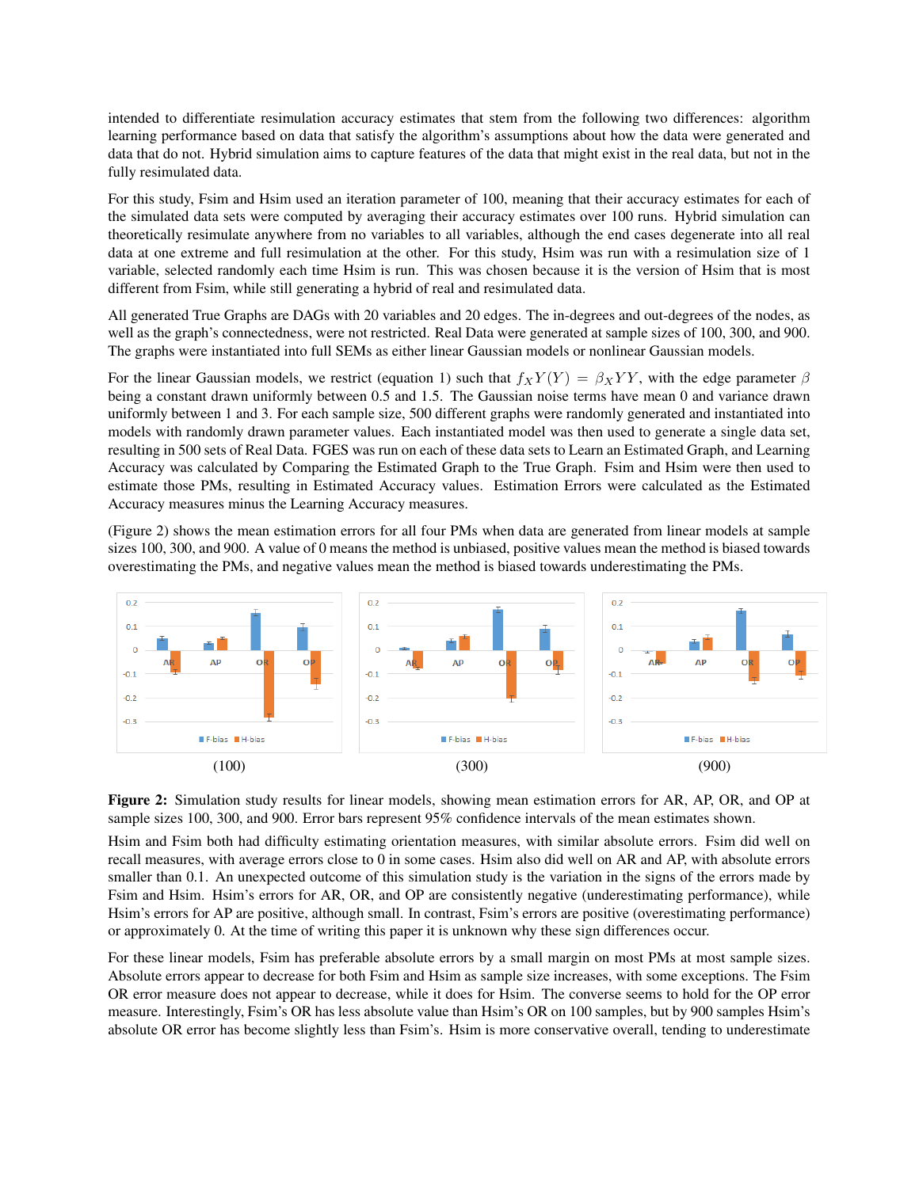intended to differentiate resimulation accuracy estimates that stem from the following two differences: algorithm learning performance based on data that satisfy the algorithm's assumptions about how the data were generated and data that do not. Hybrid simulation aims to capture features of the data that might exist in the real data, but not in the fully resimulated data.

For this study, Fsim and Hsim used an iteration parameter of 100, meaning that their accuracy estimates for each of the simulated data sets were computed by averaging their accuracy estimates over 100 runs. Hybrid simulation can theoretically resimulate anywhere from no variables to all variables, although the end cases degenerate into all real data at one extreme and full resimulation at the other. For this study, Hsim was run with a resimulation size of 1 variable, selected randomly each time Hsim is run. This was chosen because it is the version of Hsim that is most different from Fsim, while still generating a hybrid of real and resimulated data.

All generated True Graphs are DAGs with 20 variables and 20 edges. The in-degrees and out-degrees of the nodes, as well as the graph's connectedness, were not restricted. Real Data were generated at sample sizes of 100, 300, and 900. The graphs were instantiated into full SEMs as either linear Gaussian models or nonlinear Gaussian models.

For the linear Gaussian models, we restrict (equation 1) such that $f_X Y(Y) = \beta_X Y Y$, with the edge parameter $\beta$ being a constant drawn uniformly between 0.5 and 1.5. The Gaussian noise terms have mean 0 and variance drawn uniformly between 1 and 3. For each sample size, 500 different graphs were randomly generated and instantiated into models with randomly drawn parameter values. Each instantiated model was then used to generate a single data set, resulting in 500 sets of Real Data. FGES was run on each of these data sets to Learn an Estimated Graph, and Learning Accuracy was calculated by Comparing the Estimated Graph to the True Graph. Fsim and Hsim were then used to estimate those PMs, resulting in Estimated Accuracy values. Estimation Errors were calculated as the Estimated Accuracy measures minus the Learning Accuracy measures.

(Figure 2) shows the mean estimation errors for all four PMs when data are generated from linear models at sample sizes 100, 300, and 900. A value of 0 means the method is unbiased, positive values mean the method is biased towards overestimating the PMs, and negative values mean the method is biased towards underestimating the PMs.

(100) (300) (900)

**Figure 2:** Simulation study results for linear models, showing mean estimation errors for AR, AP, OR, and OP at sample sizes 100, 300, and 900. Error bars represent 95% confidence intervals of the mean estimates shown.

Hsim and Fsim both had difficulty estimating orientation measures, with similar absolute errors. Fsim did well on recall measures, with average errors close to 0 in some cases. Hsim also did well on AR and AP, with absolute errors smaller than 0.1. An unexpected outcome of this simulation study is the variation in the signs of the errors made by Fsim and Hsim. Hsim's errors for AR, OR, and OP are consistently negative (underestimating performance), while Hsim's errors for AP are positive, although small. In contrast, Fsim's errors are positive (overestimating performance) or approximately 0. At the time of writing this paper it is unknown why these sign differences occur.

For these linear models, Fsim has preferable absolute errors by a small margin on most PMs at most sample sizes. Absolute errors appear to decrease for both Fsim and Hsim as sample size increases, with some exceptions. The Fsim OR error measure does not appear to decrease, while it does for Hsim. The converse seems to hold for the OP error measure. Interestingly, Fsim's OR has less absolute value than Hsim's OR on 100 samples, but by 900 samples Hsim's absolute OR error has become slightly less than Fsim's. Hsim is more conservative overall, tending to underestimate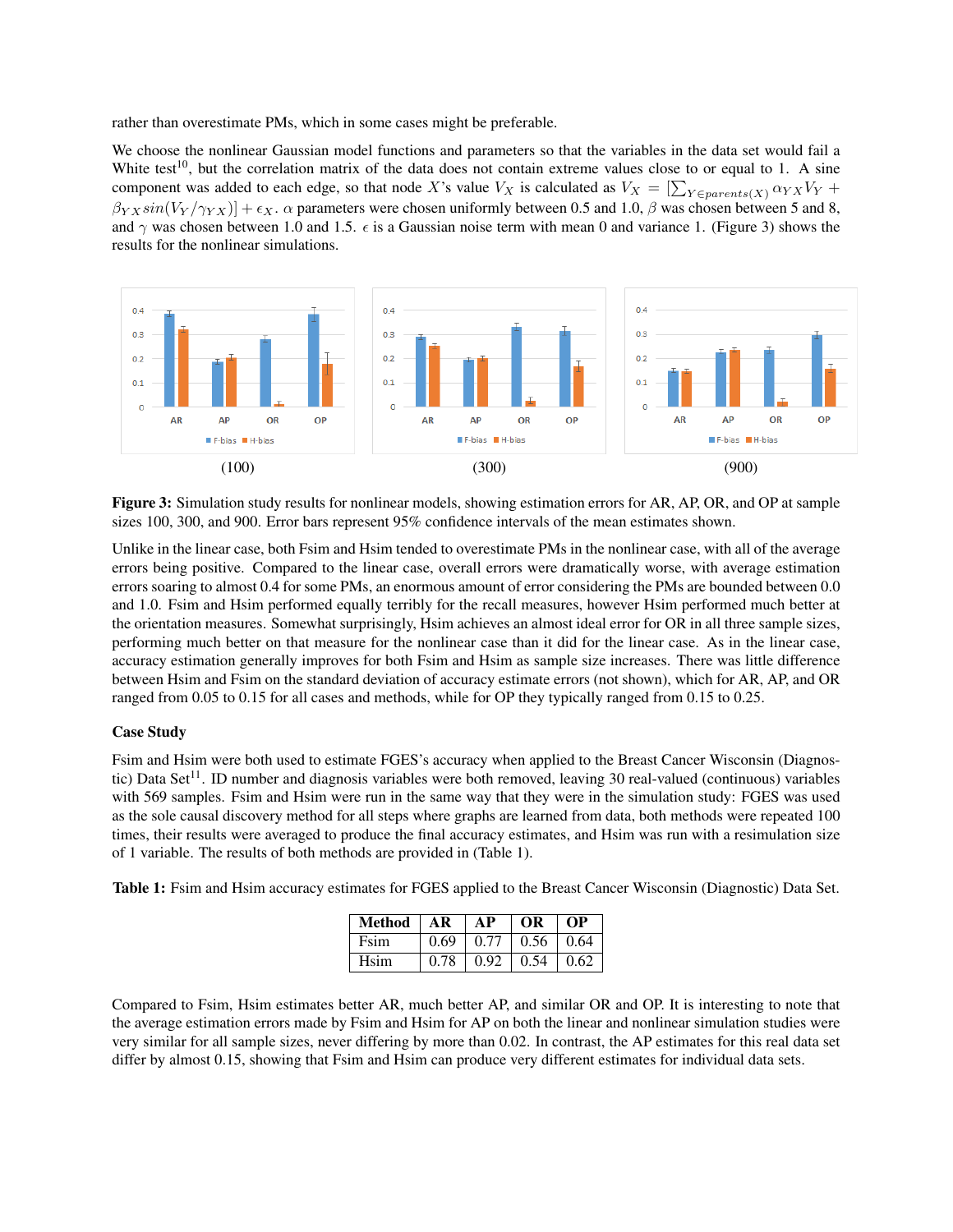rather than overestimate PMs, which in some cases might be preferable.

We choose the nonlinear Gaussian model functions and parameters so that the variables in the data set would fail a White test[10], but the correlation matrix of the data does not contain extreme values close to or equal to 1. A sine component was added to each edge, so that node $X$'s value $V_X$ is calculated as $V_X = [\sum_{Y \in parents(X)} \alpha_{YX} V_Y + \beta_{YX} sin(V_Y/\gamma_{YX})] + \epsilon_X$. $\alpha$ parameters were chosen uniformly between 0.5 and 1.0, $\beta$ was chosen between 5 and 8, and $\gamma$ was chosen between 1.0 and 1.5. $\epsilon$ is a Gaussian noise term with mean 0 and variance 1. (Figure 3) shows the results for the nonlinear simulations.

(100) (300) (900)

**Figure 3:** Simulation study results for nonlinear models, showing estimation errors for AR, AP, OR, and OP at sample sizes 100, 300, and 900. Error bars represent 95% confidence intervals of the mean estimates shown.

Unlike in the linear case, both Fsim and Hsim tended to overestimate PMs in the nonlinear case, with all of the average errors being positive. Compared to the linear case, overall errors were dramatically worse, with average estimation errors soaring to almost 0.4 for some PMs, an enormous amount of error considering the PMs are bounded between 0.0 and 1.0. Fsim and Hsim performed equally terribly for the recall measures, however Hsim performed much better at the orientation measures. Somewhat surprisingly, Hsim achieves an almost ideal error for OR in all three sample sizes, performing much better on that measure for the nonlinear case than it did for the linear case. As in the linear case, accuracy estimation generally improves for both Fsim and Hsim as sample size increases. There was little difference between Hsim and Fsim on the standard deviation of accuracy estimate errors (not shown), which for AR, AP, and OR ranged from 0.05 to 0.15 for all cases and methods, while for OP they typically ranged from 0.15 to 0.25.

### Case Study

Fsim and Hsim were both used to estimate FGES's accuracy when applied to the Breast Cancer Wisconsin (Diagnostic) Data Set[11]. ID number and diagnosis variables were both removed, leaving 30 real-valued (continuous) variables with 569 samples. Fsim and Hsim were run in the same way that they were in the simulation study: FGES was used as the sole causal discovery method for all steps where graphs are learned from data, both methods were repeated 100 times, their results were averaged to produce the final accuracy estimates, and Hsim was run with a resimulation size of 1 variable. The results of both methods are provided in (Table 1).

**Table 1:** Fsim and Hsim accuracy estimates for FGES applied to the Breast Cancer Wisconsin (Diagnostic) Data Set.

| Method | AR | AP | OR | OP |
|---|---|---|---|---|
| Fsim | 0.69 | 0.77 | 0.56 | 0.64 |
| Hsim | 0.78 | 0.92 | 0.54 | 0.62 |

Compared to Fsim, Hsim estimates better AR, much better AP, and similar OR and OP. It is interesting to note that the average estimation errors made by Fsim and Hsim for AP on both the linear and nonlinear simulation studies were very similar for all sample sizes, never differing by more than 0.02. In contrast, the AP estimates for this real data set differ by almost 0.15, showing that Fsim and Hsim can produce very different estimates for individual data sets.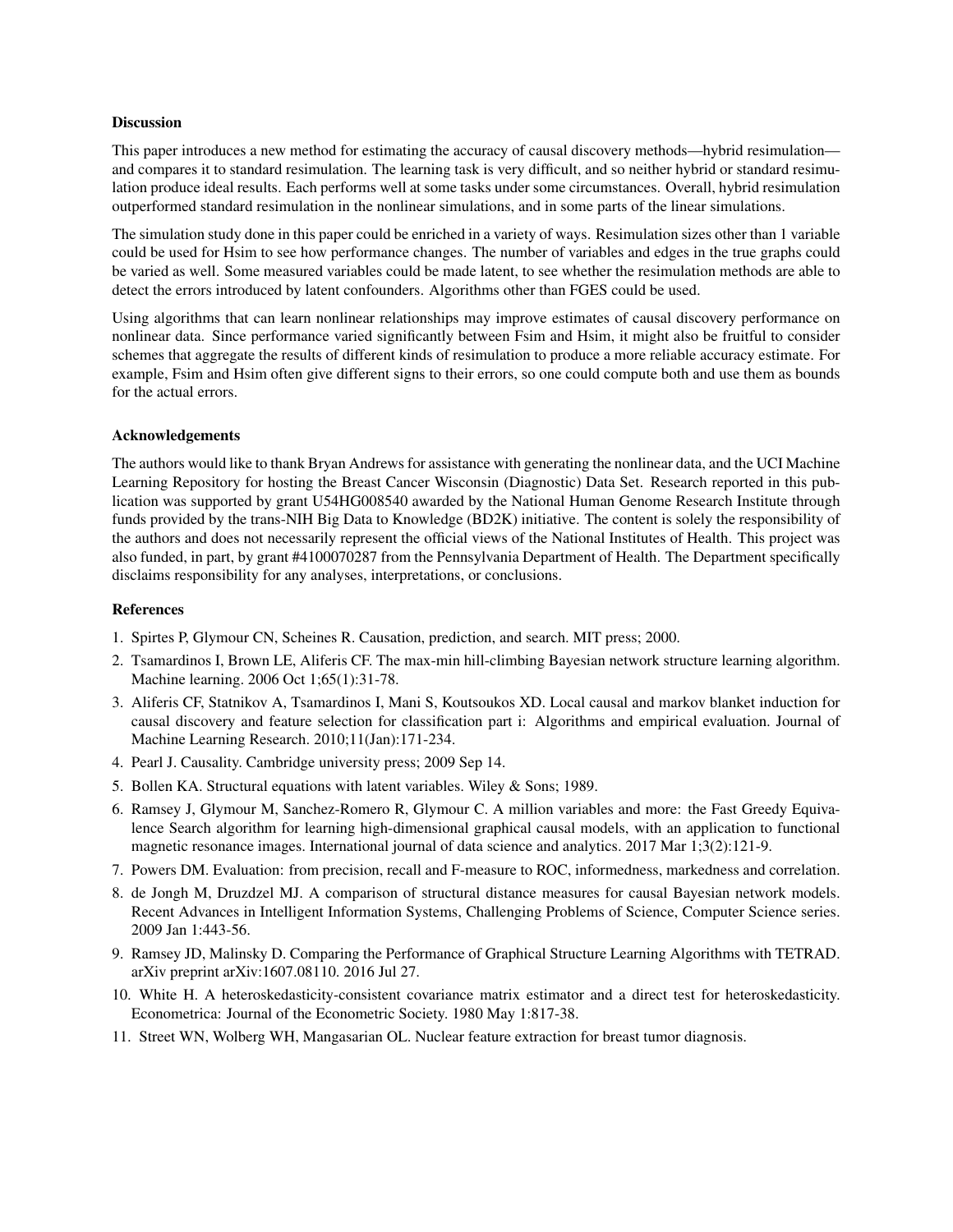**Discussion**

This paper introduces a new method for estimating the accuracy of causal discovery methods—hybrid resimulation—and compares it to standard resimulation. The learning task is very difficult, and so neither hybrid or standard resimulation produce ideal results. Each performs well at some tasks under some circumstances. Overall, hybrid resimulation outperformed standard resimulation in the nonlinear simulations, and in some parts of the linear simulations.

The simulation study done in this paper could be enriched in a variety of ways. Resimulation sizes other than 1 variable could be used for Hsim to see how performance changes. The number of variables and edges in the true graphs could be varied as well. Some measured variables could be made latent, to see whether the resimulation methods are able to detect the errors introduced by latent confounders. Algorithms other than FGES could be used.

Using algorithms that can learn nonlinear relationships may improve estimates of causal discovery performance on nonlinear data. Since performance varied significantly between Fsim and Hsim, it might also be fruitful to consider schemes that aggregate the results of different kinds of resimulation to produce a more reliable accuracy estimate. For example, Fsim and Hsim often give different signs to their errors, so one could compute both and use them as bounds for the actual errors.

**Acknowledgements**

The authors would like to thank Bryan Andrews for assistance with generating the nonlinear data, and the UCI Machine Learning Repository for hosting the Breast Cancer Wisconsin (Diagnostic) Data Set. Research reported in this publication was supported by grant U54HG008540 awarded by the National Human Genome Research Institute through funds provided by the trans-NIH Big Data to Knowledge (BD2K) initiative. The content is solely the responsibility of the authors and does not necessarily represent the official views of the National Institutes of Health. This project was also funded, in part, by grant #4100070287 from the Pennsylvania Department of Health. The Department specifically disclaims responsibility for any analyses, interpretations, or conclusions.

**References**

1. Spirtes P, Glymour CN, Scheines R. Causation, prediction, and search. MIT press; 2000.
2. Tsamardinos I, Brown LE, Aliferis CF. The max-min hill-climbing Bayesian network structure learning algorithm. Machine learning. 2006 Oct 1;65(1):31-78.
3. Aliferis CF, Statnikov A, Tsamardinos I, Mani S, Koutsoukos XD. Local causal and markov blanket induction for causal discovery and feature selection for classification part i: Algorithms and empirical evaluation. Journal of Machine Learning Research. 2010;11(Jan):171-234.
4. Pearl J. Causality. Cambridge university press; 2009 Sep 14.
5. Bollen KA. Structural equations with latent variables. Wiley & Sons; 1989.
6. Ramsey J, Glymour M, Sanchez-Romero R, Glymour C. A million variables and more: the Fast Greedy Equivalence Search algorithm for learning high-dimensional graphical causal models, with an application to functional magnetic resonance images. International journal of data science and analytics. 2017 Mar 1;3(2):121-9.
7. Powers DM. Evaluation: from precision, recall and F-measure to ROC, informedness, markedness and correlation.
8. de Jongh M, Druzdzel MJ. A comparison of structural distance measures for causal Bayesian network models. Recent Advances in Intelligent Information Systems, Challenging Problems of Science, Computer Science series. 2009 Jan 1:443-56.
9. Ramsey JD, Malinsky D. Comparing the Performance of Graphical Structure Learning Algorithms with TETRAD. arXiv preprint arXiv:1607.08110. 2016 Jul 27.
10. White H. A heteroskedasticity-consistent covariance matrix estimator and a direct test for heteroskedasticity. Econometrica: Journal of the Econometric Society. 1980 May 1:817-38.
11. Street WN, Wolberg WH, Mangasarian OL. Nuclear feature extraction for breast tumor diagnosis.